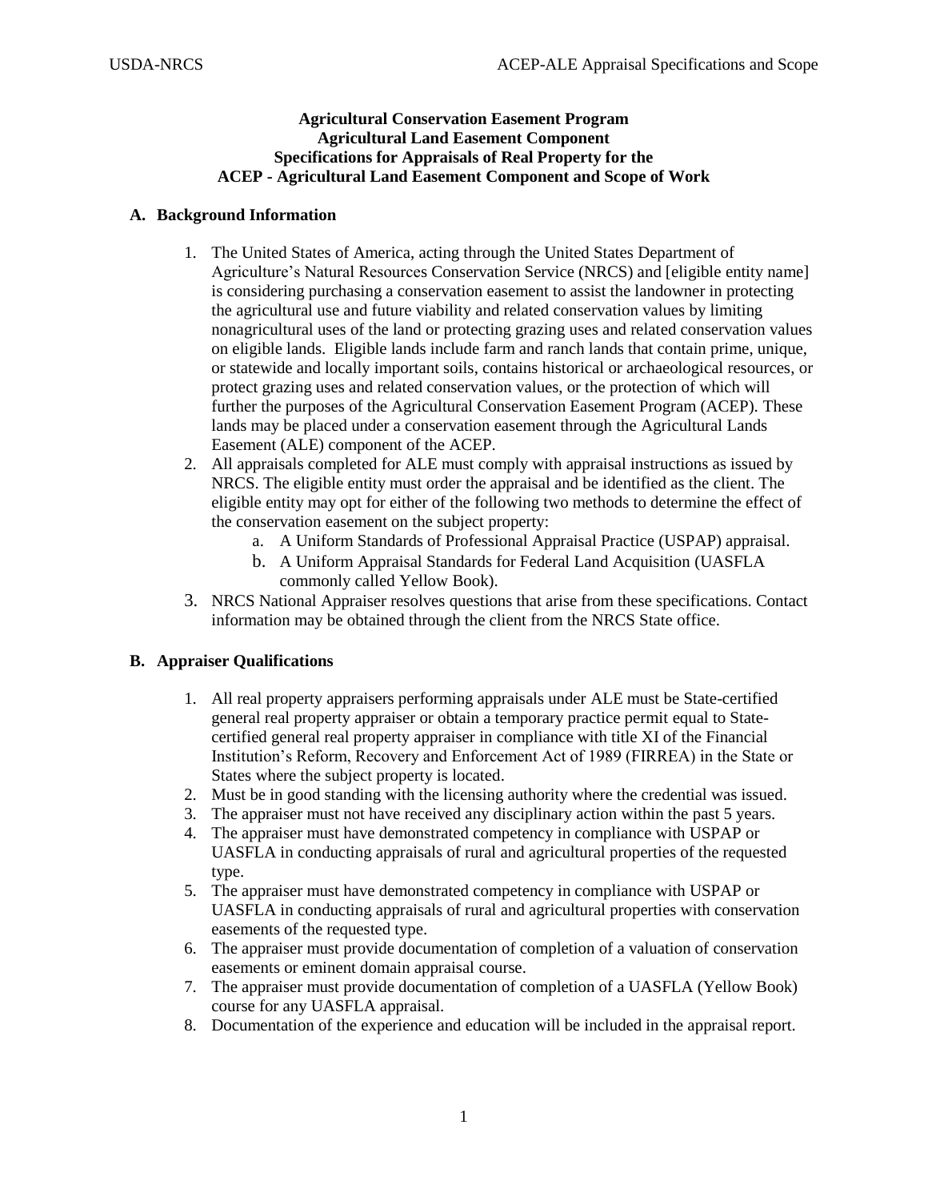**Agricultural Conservation Easement Program**
**Agricultural Land Easement Component**
**Specifications for Appraisals of Real Property for the**
**ACEP - Agricultural Land Easement Component and Scope of Work**

## A. Background Information

1. The United States of America, acting through the United States Department of Agriculture's Natural Resources Conservation Service (NRCS) and [eligible entity name] is considering purchasing a conservation easement to assist the landowner in protecting the agricultural use and future viability and related conservation values by limiting nonagricultural uses of the land or protecting grazing uses and related conservation values on eligible lands. Eligible lands include farm and ranch lands that contain prime, unique, or statewide and locally important soils, contains historical or archaeological resources, or protect grazing uses and related conservation values, or the protection of which will further the purposes of the Agricultural Conservation Easement Program (ACEP). These lands may be placed under a conservation easement through the Agricultural Lands Easement (ALE) component of the ACEP.
2. All appraisals completed for ALE must comply with appraisal instructions as issued by NRCS. The eligible entity must order the appraisal and be identified as the client. The eligible entity may opt for either of the following two methods to determine the effect of the conservation easement on the subject property:
   a. A Uniform Standards of Professional Appraisal Practice (USPAP) appraisal.
   b. A Uniform Appraisal Standards for Federal Land Acquisition (UASFLA commonly called Yellow Book).
3. NRCS National Appraiser resolves questions that arise from these specifications. Contact information may be obtained through the client from the NRCS State office.

## B. Appraiser Qualifications

1. All real property appraisers performing appraisals under ALE must be State-certified general real property appraiser or obtain a temporary practice permit equal to State-certified general real property appraiser in compliance with title XI of the Financial Institution's Reform, Recovery and Enforcement Act of 1989 (FIRREA) in the State or States where the subject property is located.
2. Must be in good standing with the licensing authority where the credential was issued.
3. The appraiser must not have received any disciplinary action within the past 5 years.
4. The appraiser must have demonstrated competency in compliance with USPAP or UASFLA in conducting appraisals of rural and agricultural properties of the requested type.
5. The appraiser must have demonstrated competency in compliance with USPAP or UASFLA in conducting appraisals of rural and agricultural properties with conservation easements of the requested type.
6. The appraiser must provide documentation of completion of a valuation of conservation easements or eminent domain appraisal course.
7. The appraiser must provide documentation of completion of a UASFLA (Yellow Book) course for any UASFLA appraisal.
8. Documentation of the experience and education will be included in the appraisal report.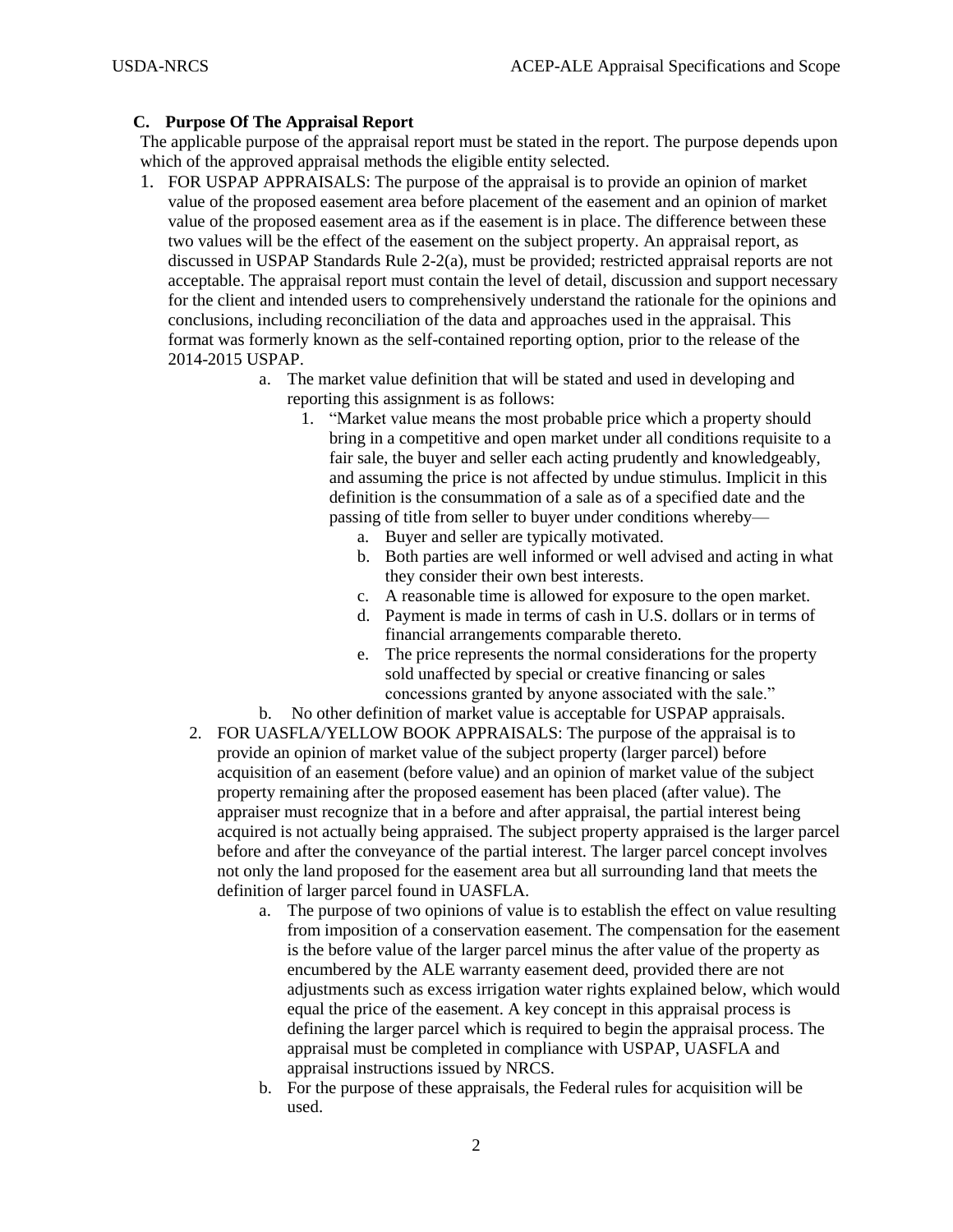### C. Purpose Of The Appraisal Report

The applicable purpose of the appraisal report must be stated in the report. The purpose depends upon which of the approved appraisal methods the eligible entity selected.

1. FOR USPAP APPRAISALS: The purpose of the appraisal is to provide an opinion of market value of the proposed easement area before placement of the easement and an opinion of market value of the proposed easement area as if the easement is in place. The difference between these two values will be the effect of the easement on the subject property. An appraisal report, as discussed in USPAP Standards Rule 2-2(a), must be provided; restricted appraisal reports are not acceptable. The appraisal report must contain the level of detail, discussion and support necessary for the client and intended users to comprehensively understand the rationale for the opinions and conclusions, including reconciliation of the data and approaches used in the appraisal. This format was formerly known as the self-contained reporting option, prior to the release of the 2014-2015 USPAP.
    a. The market value definition that will be stated and used in developing and reporting this assignment is as follows:
        1. "Market value means the most probable price which a property should bring in a competitive and open market under all conditions requisite to a fair sale, the buyer and seller each acting prudently and knowledgeably, and assuming the price is not affected by undue stimulus. Implicit in this definition is the consummation of a sale as of a specified date and the passing of title from seller to buyer under conditions whereby—
            a. Buyer and seller are typically motivated.
            b. Both parties are well informed or well advised and acting in what they consider their own best interests.
            c. A reasonable time is allowed for exposure to the open market.
            d. Payment is made in terms of cash in U.S. dollars or in terms of financial arrangements comparable thereto.
            e. The price represents the normal considerations for the property sold unaffected by special or creative financing or sales concessions granted by anyone associated with the sale."
    b. No other definition of market value is acceptable for USPAP appraisals.
2. FOR UASFLA/YELLOW BOOK APPRAISALS: The purpose of the appraisal is to provide an opinion of market value of the subject property (larger parcel) before acquisition of an easement (before value) and an opinion of market value of the subject property remaining after the proposed easement has been placed (after value). The appraiser must recognize that in a before and after appraisal, the partial interest being acquired is not actually being appraised. The subject property appraised is the larger parcel before and after the conveyance of the partial interest. The larger parcel concept involves not only the land proposed for the easement area but all surrounding land that meets the definition of larger parcel found in UASFLA.
    a. The purpose of two opinions of value is to establish the effect on value resulting from imposition of a conservation easement. The compensation for the easement is the before value of the larger parcel minus the after value of the property as encumbered by the ALE warranty easement deed, provided there are not adjustments such as excess irrigation water rights explained below, which would equal the price of the easement. A key concept in this appraisal process is defining the larger parcel which is required to begin the appraisal process. The appraisal must be completed in compliance with USPAP, UASFLA and appraisal instructions issued by NRCS.
    b. For the purpose of these appraisals, the Federal rules for acquisition will be used.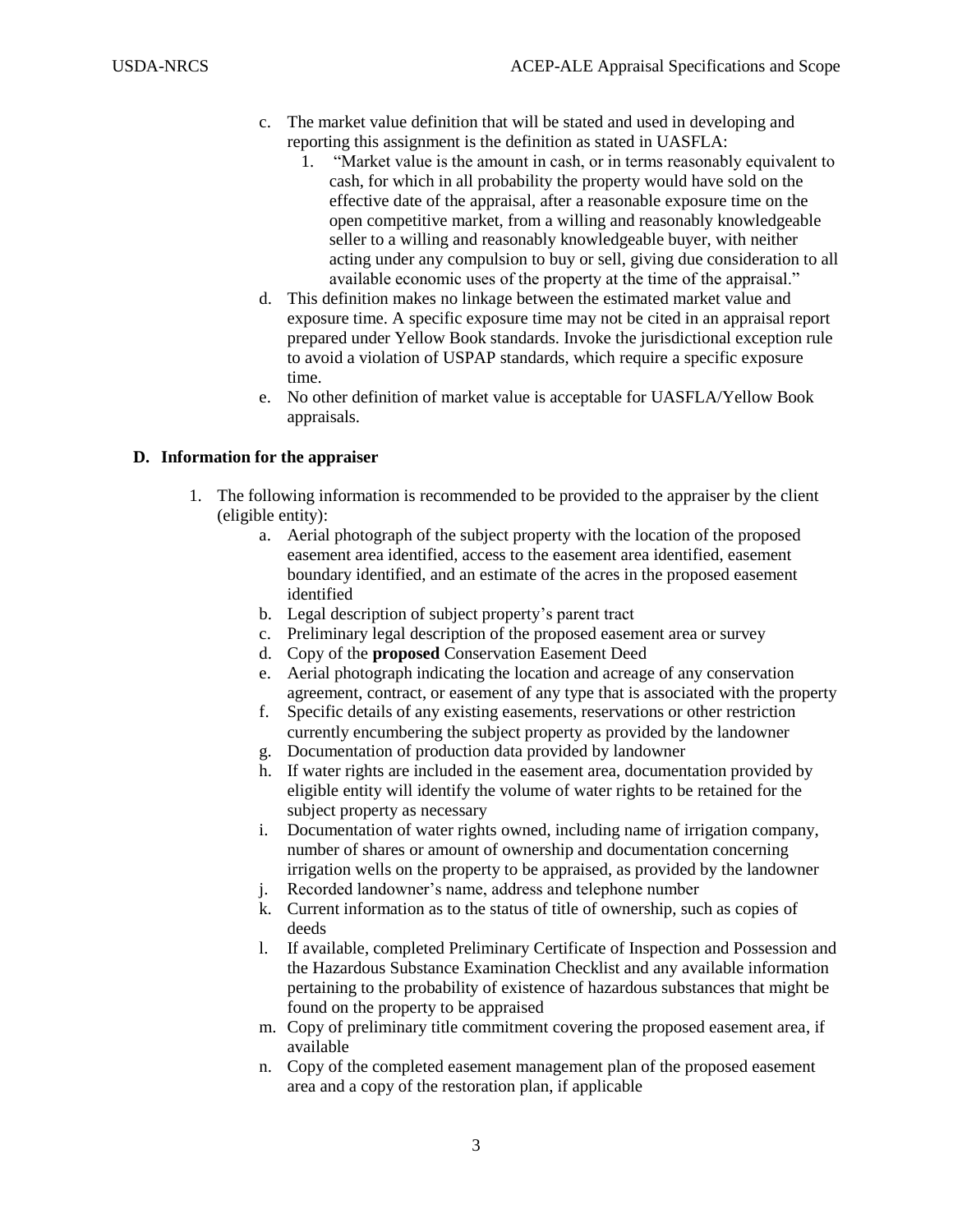c. The market value definition that will be stated and used in developing and reporting this assignment is the definition as stated in UASFLA:
   1. "Market value is the amount in cash, or in terms reasonably equivalent to cash, for which in all probability the property would have sold on the effective date of the appraisal, after a reasonable exposure time on the open competitive market, from a willing and reasonably knowledgeable seller to a willing and reasonably knowledgeable buyer, with neither acting under any compulsion to buy or sell, giving due consideration to all available economic uses of the property at the time of the appraisal."

d. This definition makes no linkage between the estimated market value and exposure time. A specific exposure time may not be cited in an appraisal report prepared under Yellow Book standards. Invoke the jurisdictional exception rule to avoid a violation of USPAP standards, which require a specific exposure time.

e. No other definition of market value is acceptable for UASFLA/Yellow Book appraisals.

## D. Information for the appraiser

1. The following information is recommended to be provided to the appraiser by the client (eligible entity):
   a. Aerial photograph of the subject property with the location of the proposed easement area identified, access to the easement area identified, easement boundary identified, and an estimate of the acres in the proposed easement identified
   b. Legal description of subject property's parent tract
   c. Preliminary legal description of the proposed easement area or survey
   d. Copy of the **proposed** Conservation Easement Deed
   e. Aerial photograph indicating the location and acreage of any conservation agreement, contract, or easement of any type that is associated with the property
   f. Specific details of any existing easements, reservations or other restriction currently encumbering the subject property as provided by the landowner
   g. Documentation of production data provided by landowner
   h. If water rights are included in the easement area, documentation provided by eligible entity will identify the volume of water rights to be retained for the subject property as necessary
   i. Documentation of water rights owned, including name of irrigation company, number of shares or amount of ownership and documentation concerning irrigation wells on the property to be appraised, as provided by the landowner
   j. Recorded landowner's name, address and telephone number
   k. Current information as to the status of title of ownership, such as copies of deeds
   l. If available, completed Preliminary Certificate of Inspection and Possession and the Hazardous Substance Examination Checklist and any available information pertaining to the probability of existence of hazardous substances that might be found on the property to be appraised
   m. Copy of preliminary title commitment covering the proposed easement area, if available
   n. Copy of the completed easement management plan of the proposed easement area and a copy of the restoration plan, if applicable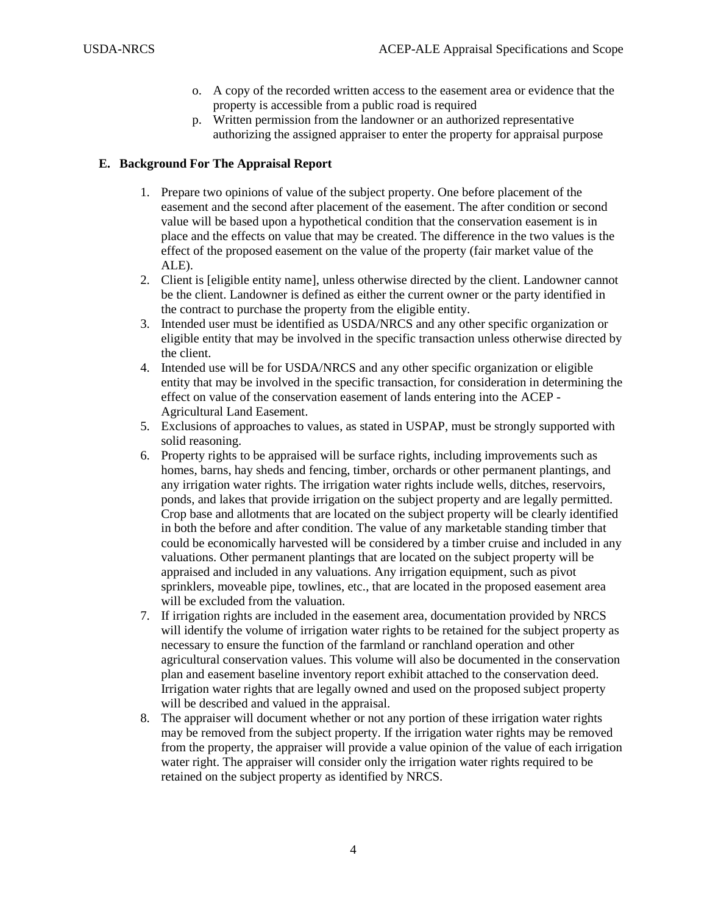o. A copy of the recorded written access to the easement area or evidence that the property is accessible from a public road is required
p. Written permission from the landowner or an authorized representative authorizing the assigned appraiser to enter the property for appraisal purpose

## E. Background For The Appraisal Report

1. Prepare two opinions of value of the subject property. One before placement of the easement and the second after placement of the easement. The after condition or second value will be based upon a hypothetical condition that the conservation easement is in place and the effects on value that may be created. The difference in the two values is the effect of the proposed easement on the value of the property (fair market value of the ALE).
2. Client is [eligible entity name], unless otherwise directed by the client. Landowner cannot be the client. Landowner is defined as either the current owner or the party identified in the contract to purchase the property from the eligible entity.
3. Intended user must be identified as USDA/NRCS and any other specific organization or eligible entity that may be involved in the specific transaction unless otherwise directed by the client.
4. Intended use will be for USDA/NRCS and any other specific organization or eligible entity that may be involved in the specific transaction, for consideration in determining the effect on value of the conservation easement of lands entering into the ACEP - Agricultural Land Easement.
5. Exclusions of approaches to values, as stated in USPAP, must be strongly supported with solid reasoning.
6. Property rights to be appraised will be surface rights, including improvements such as homes, barns, hay sheds and fencing, timber, orchards or other permanent plantings, and any irrigation water rights. The irrigation water rights include wells, ditches, reservoirs, ponds, and lakes that provide irrigation on the subject property and are legally permitted. Crop base and allotments that are located on the subject property will be clearly identified in both the before and after condition. The value of any marketable standing timber that could be economically harvested will be considered by a timber cruise and included in any valuations. Other permanent plantings that are located on the subject property will be appraised and included in any valuations. Any irrigation equipment, such as pivot sprinklers, moveable pipe, towlines, etc., that are located in the proposed easement area will be excluded from the valuation.
7. If irrigation rights are included in the easement area, documentation provided by NRCS will identify the volume of irrigation water rights to be retained for the subject property as necessary to ensure the function of the farmland or ranchland operation and other agricultural conservation values. This volume will also be documented in the conservation plan and easement baseline inventory report exhibit attached to the conservation deed. Irrigation water rights that are legally owned and used on the proposed subject property will be described and valued in the appraisal.
8. The appraiser will document whether or not any portion of these irrigation water rights may be removed from the subject property. If the irrigation water rights may be removed from the property, the appraiser will provide a value opinion of the value of each irrigation water right. The appraiser will consider only the irrigation water rights required to be retained on the subject property as identified by NRCS.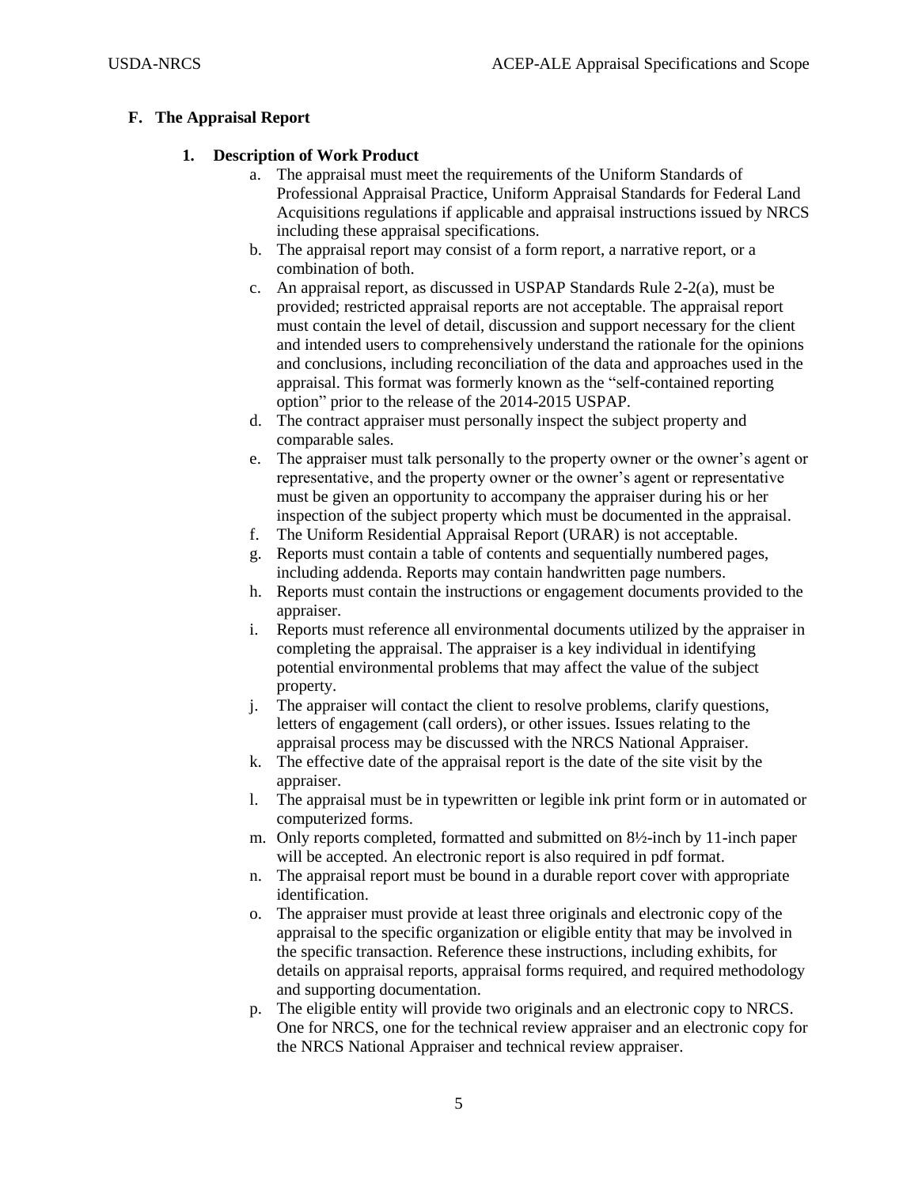## F. The Appraisal Report

### 1. Description of Work Product

a. The appraisal must meet the requirements of the Uniform Standards of Professional Appraisal Practice, Uniform Appraisal Standards for Federal Land Acquisitions regulations if applicable and appraisal instructions issued by NRCS including these appraisal specifications.

b. The appraisal report may consist of a form report, a narrative report, or a combination of both.

c. An appraisal report, as discussed in USPAP Standards Rule 2-2(a), must be provided; restricted appraisal reports are not acceptable. The appraisal report must contain the level of detail, discussion and support necessary for the client and intended users to comprehensively understand the rationale for the opinions and conclusions, including reconciliation of the data and approaches used in the appraisal. This format was formerly known as the "self-contained reporting option" prior to the release of the 2014-2015 USPAP.

d. The contract appraiser must personally inspect the subject property and comparable sales.

e. The appraiser must talk personally to the property owner or the owner's agent or representative, and the property owner or the owner's agent or representative must be given an opportunity to accompany the appraiser during his or her inspection of the subject property which must be documented in the appraisal.

f. The Uniform Residential Appraisal Report (URAR) is not acceptable.

g. Reports must contain a table of contents and sequentially numbered pages, including addenda. Reports may contain handwritten page numbers.

h. Reports must contain the instructions or engagement documents provided to the appraiser.

i. Reports must reference all environmental documents utilized by the appraiser in completing the appraisal. The appraiser is a key individual in identifying potential environmental problems that may affect the value of the subject property.

j. The appraiser will contact the client to resolve problems, clarify questions, letters of engagement (call orders), or other issues. Issues relating to the appraisal process may be discussed with the NRCS National Appraiser.

k. The effective date of the appraisal report is the date of the site visit by the appraiser.

l. The appraisal must be in typewritten or legible ink print form or in automated or computerized forms.

m. Only reports completed, formatted and submitted on 8½-inch by 11-inch paper will be accepted. An electronic report is also required in pdf format.

n. The appraisal report must be bound in a durable report cover with appropriate identification.

o. The appraiser must provide at least three originals and electronic copy of the appraisal to the specific organization or eligible entity that may be involved in the specific transaction. Reference these instructions, including exhibits, for details on appraisal reports, appraisal forms required, and required methodology and supporting documentation.

p. The eligible entity will provide two originals and an electronic copy to NRCS. One for NRCS, one for the technical review appraiser and an electronic copy for the NRCS National Appraiser and technical review appraiser.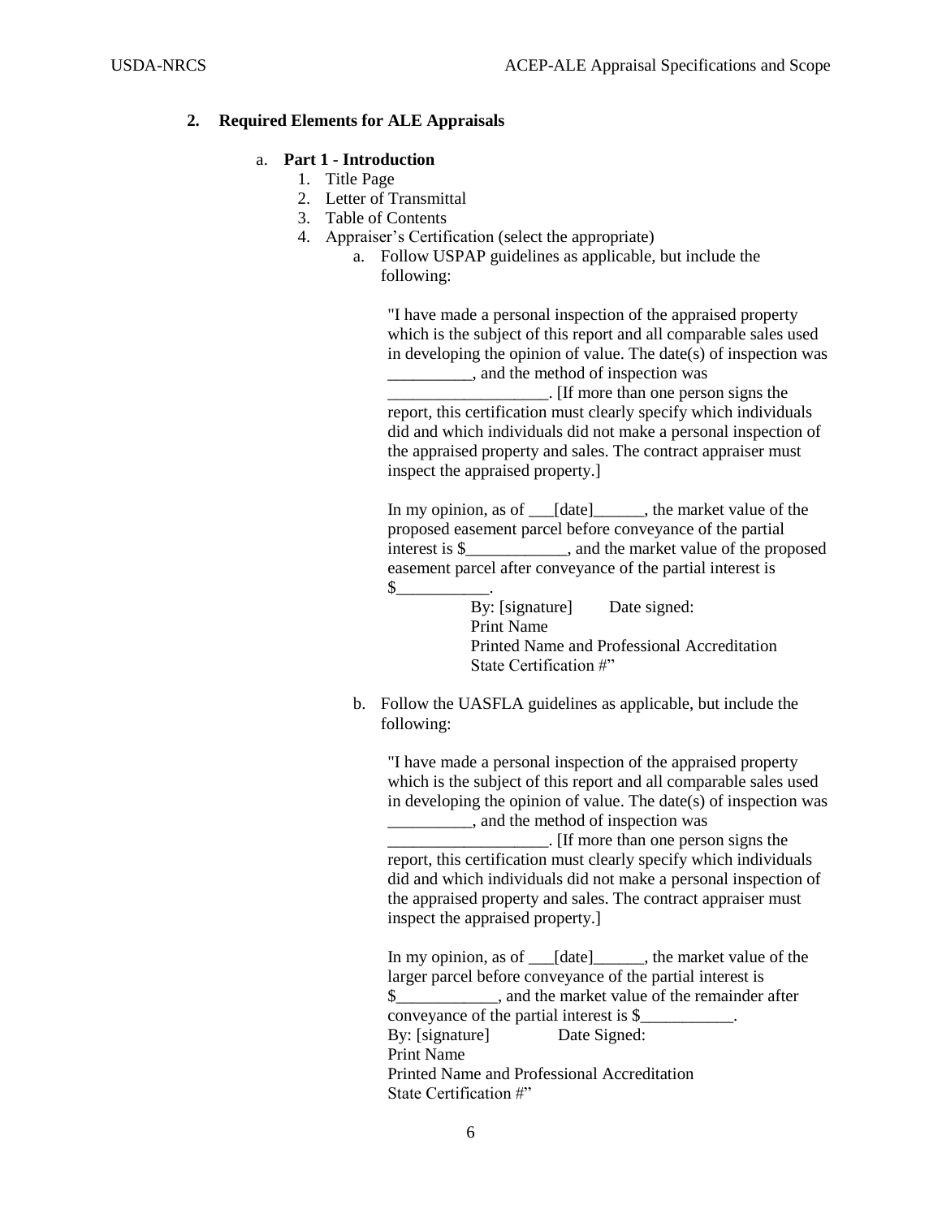## 2. Required Elements for ALE Appraisals

### a. Part 1 - Introduction

1. Title Page
2. Letter of Transmittal
3. Table of Contents
4. Appraiser's Certification (select the appropriate)
   a. Follow USPAP guidelines as applicable, but include the following:

      "I have made a personal inspection of the appraised property which is the subject of this report and all comparable sales used in developing the opinion of value. The date(s) of inspection was __________, and the method of inspection was ___________________. [If more than one person signs the report, this certification must clearly specify which individuals did and which individuals did not make a personal inspection of the appraised property and sales. The contract appraiser must inspect the appraised property.]

      In my opinion, as of ___[date]______, the market value of the proposed easement parcel before conveyance of the partial interest is $____________, and the market value of the proposed easement parcel after conveyance of the partial interest is $___________.

      By: [signature]        Date signed:
      Print Name
      Printed Name and Professional Accreditation
      State Certification #"

   b. Follow the UASFLA guidelines as applicable, but include the following:

      "I have made a personal inspection of the appraised property which is the subject of this report and all comparable sales used in developing the opinion of value. The date(s) of inspection was __________, and the method of inspection was ___________________. [If more than one person signs the report, this certification must clearly specify which individuals did and which individuals did not make a personal inspection of the appraised property and sales. The contract appraiser must inspect the appraised property.]

      In my opinion, as of ___[date]______, the market value of the larger parcel before conveyance of the partial interest is $____________, and the market value of the remainder after conveyance of the partial interest is $___________.

      By: [signature]        Date Signed:
      Print Name
      Printed Name and Professional Accreditation
      State Certification #"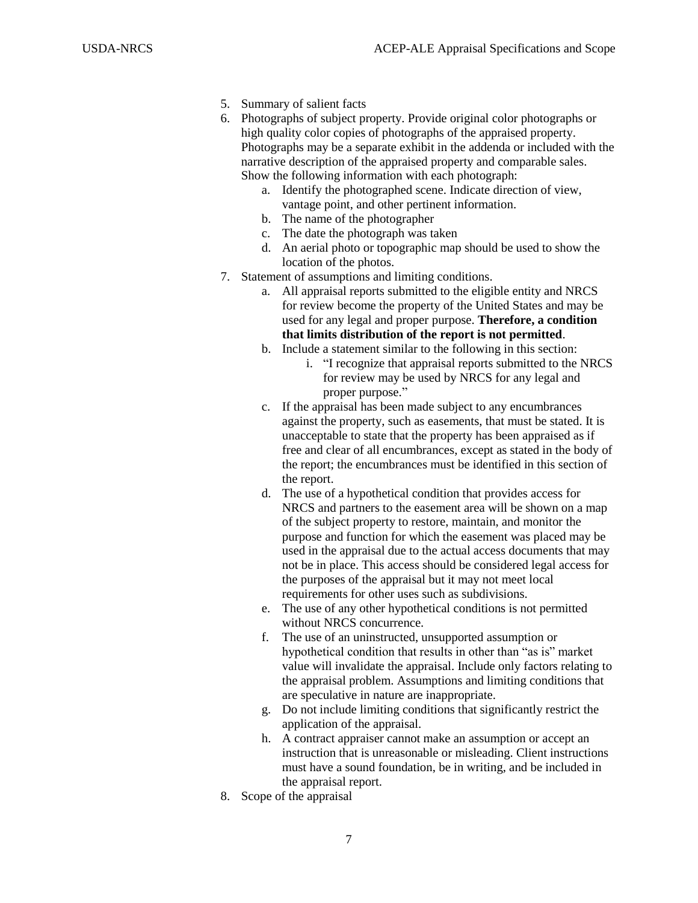5. Summary of salient facts
6. Photographs of subject property. Provide original color photographs or high quality color copies of photographs of the appraised property. Photographs may be a separate exhibit in the addenda or included with the narrative description of the appraised property and comparable sales. Show the following information with each photograph:
    a. Identify the photographed scene. Indicate direction of view, vantage point, and other pertinent information.
    b. The name of the photographer
    c. The date the photograph was taken
    d. An aerial photo or topographic map should be used to show the location of the photos.
7. Statement of assumptions and limiting conditions.
    a. All appraisal reports submitted to the eligible entity and NRCS for review become the property of the United States and may be used for any legal and proper purpose. **Therefore, a condition that limits distribution of the report is not permitted**.
    b. Include a statement similar to the following in this section:
        i. "I recognize that appraisal reports submitted to the NRCS for review may be used by NRCS for any legal and proper purpose."
    c. If the appraisal has been made subject to any encumbrances against the property, such as easements, that must be stated. It is unacceptable to state that the property has been appraised as if free and clear of all encumbrances, except as stated in the body of the report; the encumbrances must be identified in this section of the report.
    d. The use of a hypothetical condition that provides access for NRCS and partners to the easement area will be shown on a map of the subject property to restore, maintain, and monitor the purpose and function for which the easement was placed may be used in the appraisal due to the actual access documents that may not be in place. This access should be considered legal access for the purposes of the appraisal but it may not meet local requirements for other uses such as subdivisions.
    e. The use of any other hypothetical conditions is not permitted without NRCS concurrence.
    f. The use of an uninstructed, unsupported assumption or hypothetical condition that results in other than "as is" market value will invalidate the appraisal. Include only factors relating to the appraisal problem. Assumptions and limiting conditions that are speculative in nature are inappropriate.
    g. Do not include limiting conditions that significantly restrict the application of the appraisal.
    h. A contract appraiser cannot make an assumption or accept an instruction that is unreasonable or misleading. Client instructions must have a sound foundation, be in writing, and be included in the appraisal report.
8. Scope of the appraisal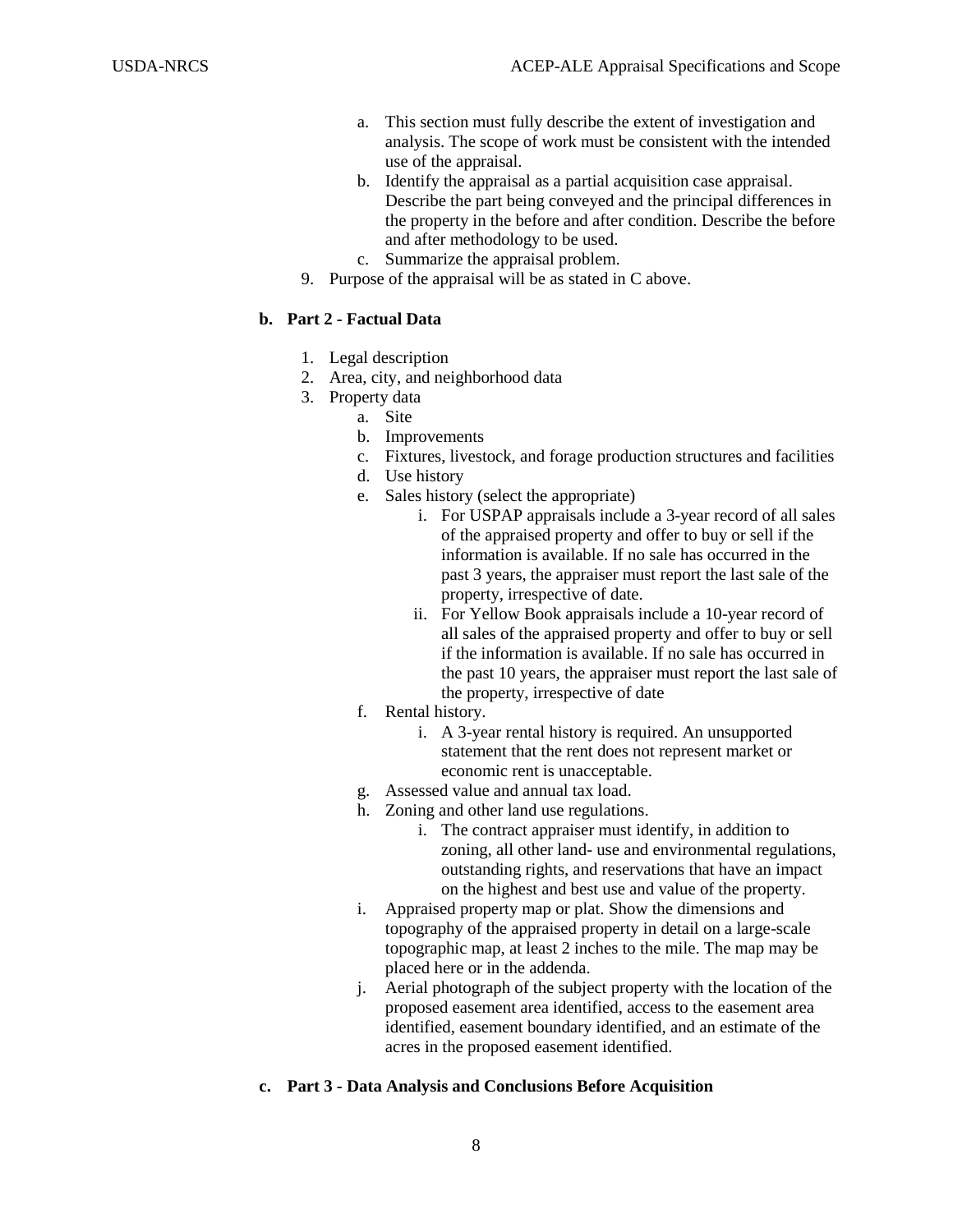a. This section must fully describe the extent of investigation and analysis. The scope of work must be consistent with the intended use of the appraisal.
   b. Identify the appraisal as a partial acquisition case appraisal. Describe the part being conveyed and the principal differences in the property in the before and after condition. Describe the before and after methodology to be used.
   c. Summarize the appraisal problem.
9. Purpose of the appraisal will be as stated in C above.

**b. Part 2 - Factual Data**

1. Legal description
2. Area, city, and neighborhood data
3. Property data
   a. Site
   b. Improvements
   c. Fixtures, livestock, and forage production structures and facilities
   d. Use history
   e. Sales history (select the appropriate)
      i. For USPAP appraisals include a 3-year record of all sales of the appraised property and offer to buy or sell if the information is available. If no sale has occurred in the past 3 years, the appraiser must report the last sale of the property, irrespective of date.
      ii. For Yellow Book appraisals include a 10-year record of all sales of the appraised property and offer to buy or sell if the information is available. If no sale has occurred in the past 10 years, the appraiser must report the last sale of the property, irrespective of date
   f. Rental history.
      i. A 3-year rental history is required. An unsupported statement that the rent does not represent market or economic rent is unacceptable.
   g. Assessed value and annual tax load.
   h. Zoning and other land use regulations.
      i. The contract appraiser must identify, in addition to zoning, all other land- use and environmental regulations, outstanding rights, and reservations that have an impact on the highest and best use and value of the property.
   i. Appraised property map or plat. Show the dimensions and topography of the appraised property in detail on a large-scale topographic map, at least 2 inches to the mile. The map may be placed here or in the addenda.
   j. Aerial photograph of the subject property with the location of the proposed easement area identified, access to the easement area identified, easement boundary identified, and an estimate of the acres in the proposed easement identified.

**c. Part 3 - Data Analysis and Conclusions Before Acquisition**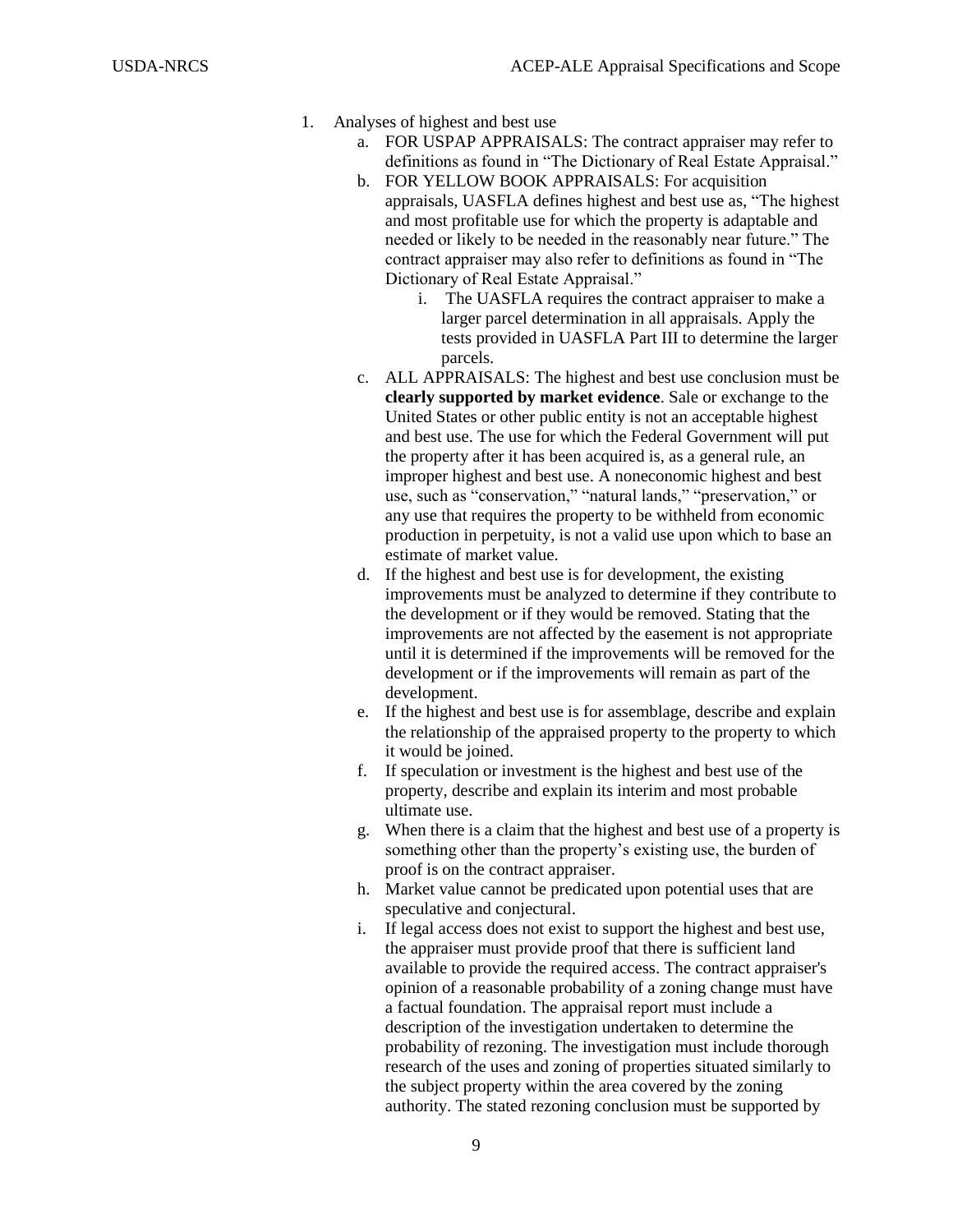1. Analyses of highest and best use
   a. FOR USPAP APPRAISALS: The contract appraiser may refer to definitions as found in "The Dictionary of Real Estate Appraisal."
   b. FOR YELLOW BOOK APPRAISALS: For acquisition appraisals, UASFLA defines highest and best use as, "The highest and most profitable use for which the property is adaptable and needed or likely to be needed in the reasonably near future." The contract appraiser may also refer to definitions as found in "The Dictionary of Real Estate Appraisal."
      i. The UASFLA requires the contract appraiser to make a larger parcel determination in all appraisals. Apply the tests provided in UASFLA Part III to determine the larger parcels.
   c. ALL APPRAISALS: The highest and best use conclusion must be **clearly supported by market evidence**. Sale or exchange to the United States or other public entity is not an acceptable highest and best use. The use for which the Federal Government will put the property after it has been acquired is, as a general rule, an improper highest and best use. A noneconomic highest and best use, such as "conservation," "natural lands," "preservation," or any use that requires the property to be withheld from economic production in perpetuity, is not a valid use upon which to base an estimate of market value.
   d. If the highest and best use is for development, the existing improvements must be analyzed to determine if they contribute to the development or if they would be removed. Stating that the improvements are not affected by the easement is not appropriate until it is determined if the improvements will be removed for the development or if the improvements will remain as part of the development.
   e. If the highest and best use is for assemblage, describe and explain the relationship of the appraised property to the property to which it would be joined.
   f. If speculation or investment is the highest and best use of the property, describe and explain its interim and most probable ultimate use.
   g. When there is a claim that the highest and best use of a property is something other than the property's existing use, the burden of proof is on the contract appraiser.
   h. Market value cannot be predicated upon potential uses that are speculative and conjectural.
   i. If legal access does not exist to support the highest and best use, the appraiser must provide proof that there is sufficient land available to provide the required access. The contract appraiser's opinion of a reasonable probability of a zoning change must have a factual foundation. The appraisal report must include a description of the investigation undertaken to determine the probability of rezoning. The investigation must include thorough research of the uses and zoning of properties situated similarly to the subject property within the area covered by the zoning authority. The stated rezoning conclusion must be supported by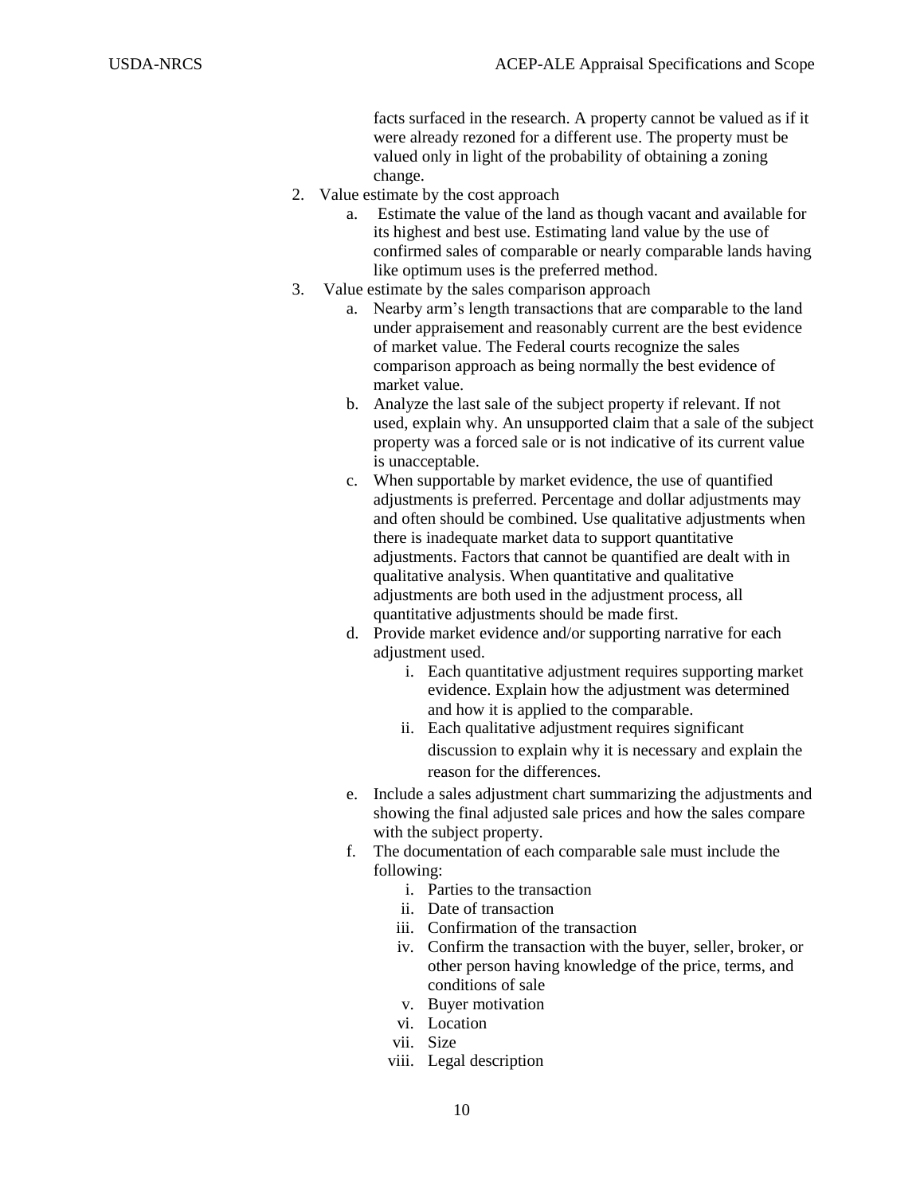facts surfaced in the research. A property cannot be valued as if it were already rezoned for a different use. The property must be valued only in light of the probability of obtaining a zoning change.

2. Value estimate by the cost approach
    a. Estimate the value of the land as though vacant and available for its highest and best use. Estimating land value by the use of confirmed sales of comparable or nearly comparable lands having like optimum uses is the preferred method.
3. Value estimate by the sales comparison approach
    a. Nearby arm's length transactions that are comparable to the land under appraisement and reasonably current are the best evidence of market value. The Federal courts recognize the sales comparison approach as being normally the best evidence of market value.
    b. Analyze the last sale of the subject property if relevant. If not used, explain why. An unsupported claim that a sale of the subject property was a forced sale or is not indicative of its current value is unacceptable.
    c. When supportable by market evidence, the use of quantified adjustments is preferred. Percentage and dollar adjustments may and often should be combined. Use qualitative adjustments when there is inadequate market data to support quantitative adjustments. Factors that cannot be quantified are dealt with in qualitative analysis. When quantitative and qualitative adjustments are both used in the adjustment process, all quantitative adjustments should be made first.
    d. Provide market evidence and/or supporting narrative for each adjustment used.
        i. Each quantitative adjustment requires supporting market evidence. Explain how the adjustment was determined and how it is applied to the comparable.
        ii. Each qualitative adjustment requires significant discussion to explain why it is necessary and explain the reason for the differences.
    e. Include a sales adjustment chart summarizing the adjustments and showing the final adjusted sale prices and how the sales compare with the subject property.
    f. The documentation of each comparable sale must include the following:
        i. Parties to the transaction
        ii. Date of transaction
        iii. Confirmation of the transaction
        iv. Confirm the transaction with the buyer, seller, broker, or other person having knowledge of the price, terms, and conditions of sale
        v. Buyer motivation
        vi. Location
        vii. Size
        viii. Legal description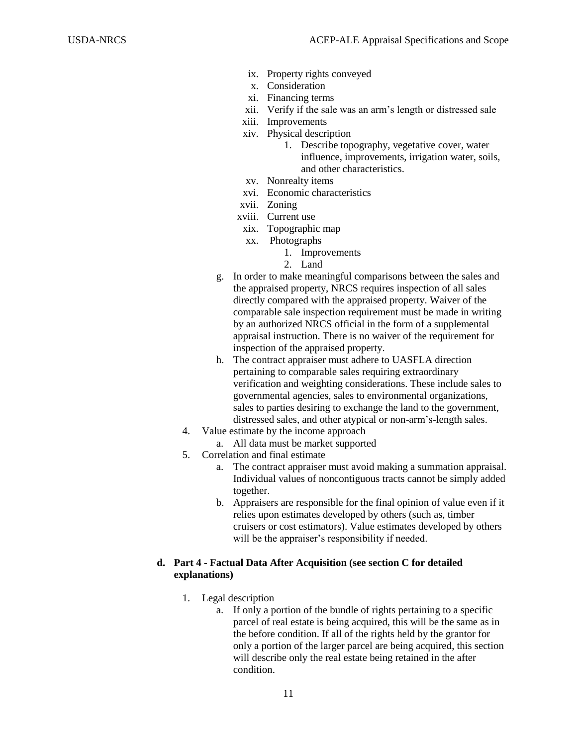- ix. Property rights conveyed
- x. Consideration
- xi. Financing terms
- xii. Verify if the sale was an arm's length or distressed sale
- xiii. Improvements
- xiv. Physical description
    1. Describe topography, vegetative cover, water influence, improvements, irrigation water, soils, and other characteristics.
- xv. Nonrealty items
- xvi. Economic characteristics
- xvii. Zoning
- xviii. Current use
- xix. Topographic map
- xx. Photographs
    1. Improvements
    2. Land

g. In order to make meaningful comparisons between the sales and the appraised property, NRCS requires inspection of all sales directly compared with the appraised property. Waiver of the comparable sale inspection requirement must be made in writing by an authorized NRCS official in the form of a supplemental appraisal instruction. There is no waiver of the requirement for inspection of the appraised property.

h. The contract appraiser must adhere to UASFLA direction pertaining to comparable sales requiring extraordinary verification and weighting considerations. These include sales to governmental agencies, sales to environmental organizations, sales to parties desiring to exchange the land to the government, distressed sales, and other atypical or non-arm's-length sales.

4. Value estimate by the income approach
    a. All data must be market supported
5. Correlation and final estimate
    a. The contract appraiser must avoid making a summation appraisal. Individual values of noncontiguous tracts cannot be simply added together.
    b. Appraisers are responsible for the final opinion of value even if it relies upon estimates developed by others (such as, timber cruisers or cost estimators). Value estimates developed by others will be the appraiser's responsibility if needed.

**d. Part 4 - Factual Data After Acquisition (see section C for detailed explanations)**

1. Legal description
    a. If only a portion of the bundle of rights pertaining to a specific parcel of real estate is being acquired, this will be the same as in the before condition. If all of the rights held by the grantor for only a portion of the larger parcel are being acquired, this section will describe only the real estate being retained in the after condition.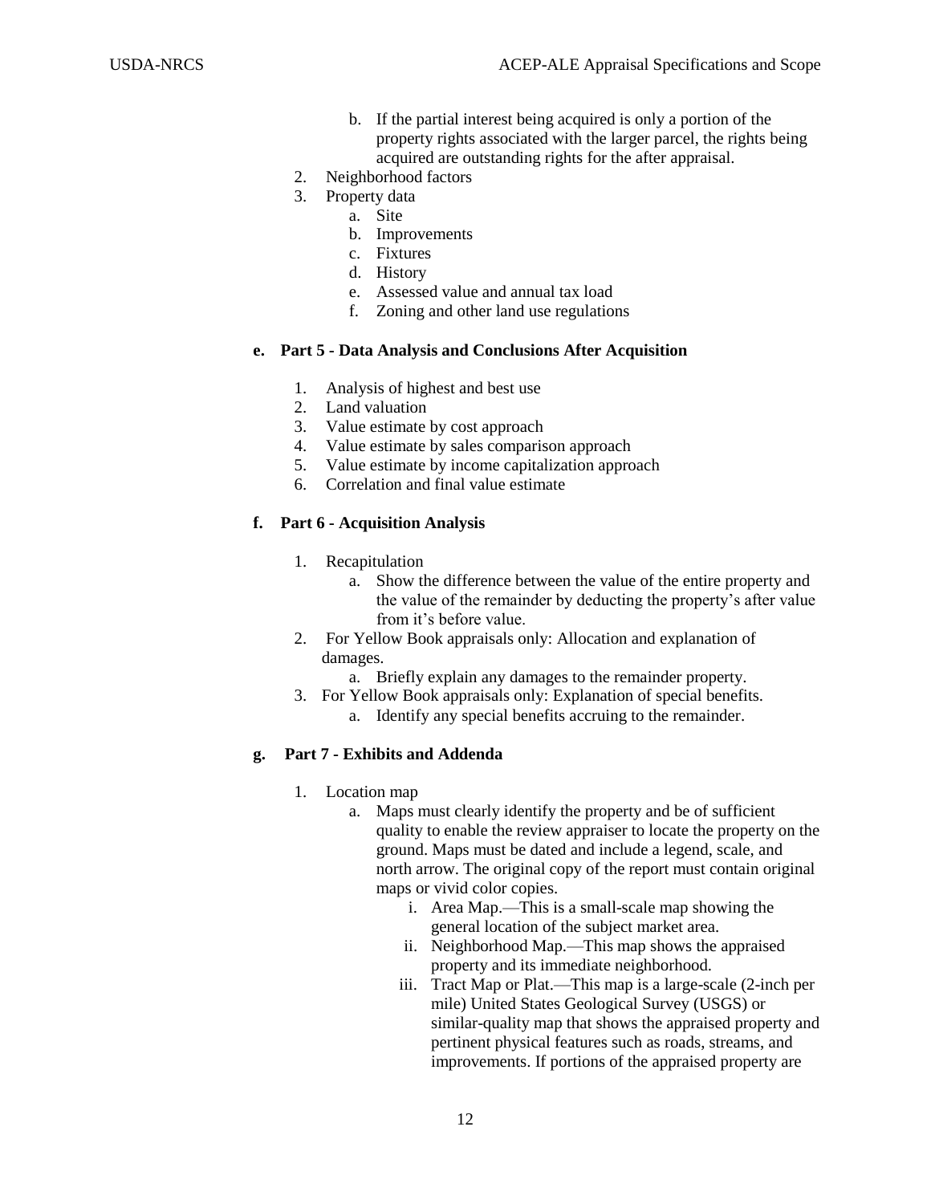b. If the partial interest being acquired is only a portion of the property rights associated with the larger parcel, the rights being acquired are outstanding rights for the after appraisal.

2. Neighborhood factors
3. Property data
   a. Site
   b. Improvements
   c. Fixtures
   d. History
   e. Assessed value and annual tax load
   f. Zoning and other land use regulations

**e. Part 5 - Data Analysis and Conclusions After Acquisition**

1. Analysis of highest and best use
2. Land valuation
3. Value estimate by cost approach
4. Value estimate by sales comparison approach
5. Value estimate by income capitalization approach
6. Correlation and final value estimate

**f. Part 6 - Acquisition Analysis**

1. Recapitulation
   a. Show the difference between the value of the entire property and the value of the remainder by deducting the property's after value from it's before value.
2. For Yellow Book appraisals only: Allocation and explanation of damages.
   a. Briefly explain any damages to the remainder property.
3. For Yellow Book appraisals only: Explanation of special benefits.
   a. Identify any special benefits accruing to the remainder.

**g. Part 7 - Exhibits and Addenda**

1. Location map
   a. Maps must clearly identify the property and be of sufficient quality to enable the review appraiser to locate the property on the ground. Maps must be dated and include a legend, scale, and north arrow. The original copy of the report must contain original maps or vivid color copies.
      i. Area Map.—This is a small-scale map showing the general location of the subject market area.
      ii. Neighborhood Map.—This map shows the appraised property and its immediate neighborhood.
      iii. Tract Map or Plat.—This map is a large-scale (2-inch per mile) United States Geological Survey (USGS) or similar-quality map that shows the appraised property and pertinent physical features such as roads, streams, and improvements. If portions of the appraised property are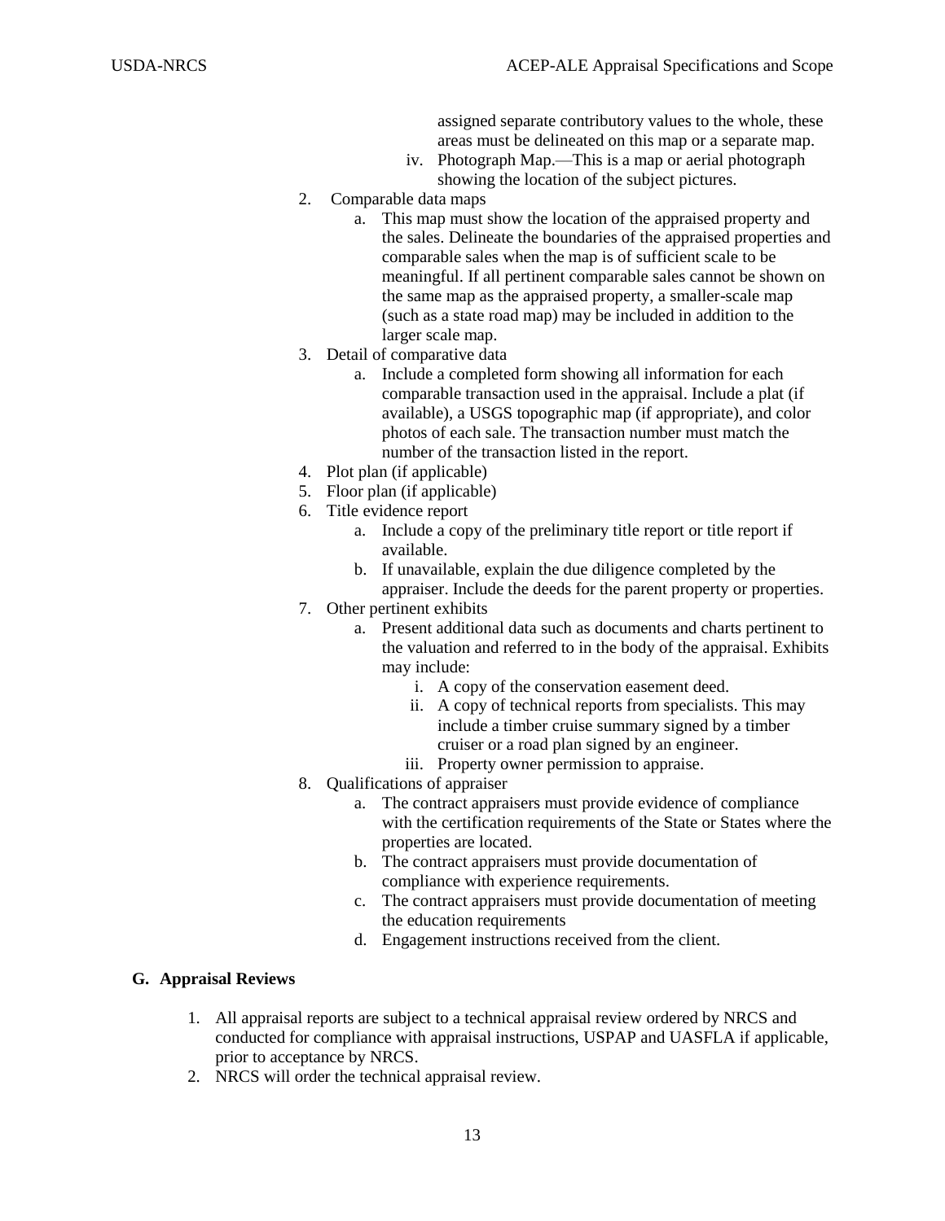assigned separate contributory values to the whole, these areas must be delineated on this map or a separate map.

iv. Photograph Map.—This is a map or aerial photograph showing the location of the subject pictures.

2. Comparable data maps
    a. This map must show the location of the appraised property and the sales. Delineate the boundaries of the appraised properties and comparable sales when the map is of sufficient scale to be meaningful. If all pertinent comparable sales cannot be shown on the same map as the appraised property, a smaller-scale map (such as a state road map) may be included in addition to the larger scale map.
3. Detail of comparative data
    a. Include a completed form showing all information for each comparable transaction used in the appraisal. Include a plat (if available), a USGS topographic map (if appropriate), and color photos of each sale. The transaction number must match the number of the transaction listed in the report.
4. Plot plan (if applicable)
5. Floor plan (if applicable)
6. Title evidence report
    a. Include a copy of the preliminary title report or title report if available.
    b. If unavailable, explain the due diligence completed by the appraiser. Include the deeds for the parent property or properties.
7. Other pertinent exhibits
    a. Present additional data such as documents and charts pertinent to the valuation and referred to in the body of the appraisal. Exhibits may include:
        i. A copy of the conservation easement deed.
        ii. A copy of technical reports from specialists. This may include a timber cruise summary signed by a timber cruiser or a road plan signed by an engineer.
        iii. Property owner permission to appraise.
8. Qualifications of appraiser
    a. The contract appraisers must provide evidence of compliance with the certification requirements of the State or States where the properties are located.
    b. The contract appraisers must provide documentation of compliance with experience requirements.
    c. The contract appraisers must provide documentation of meeting the education requirements
    d. Engagement instructions received from the client.

### G. Appraisal Reviews

1. All appraisal reports are subject to a technical appraisal review ordered by NRCS and conducted for compliance with appraisal instructions, USPAP and UASFLA if applicable, prior to acceptance by NRCS.
2. NRCS will order the technical appraisal review.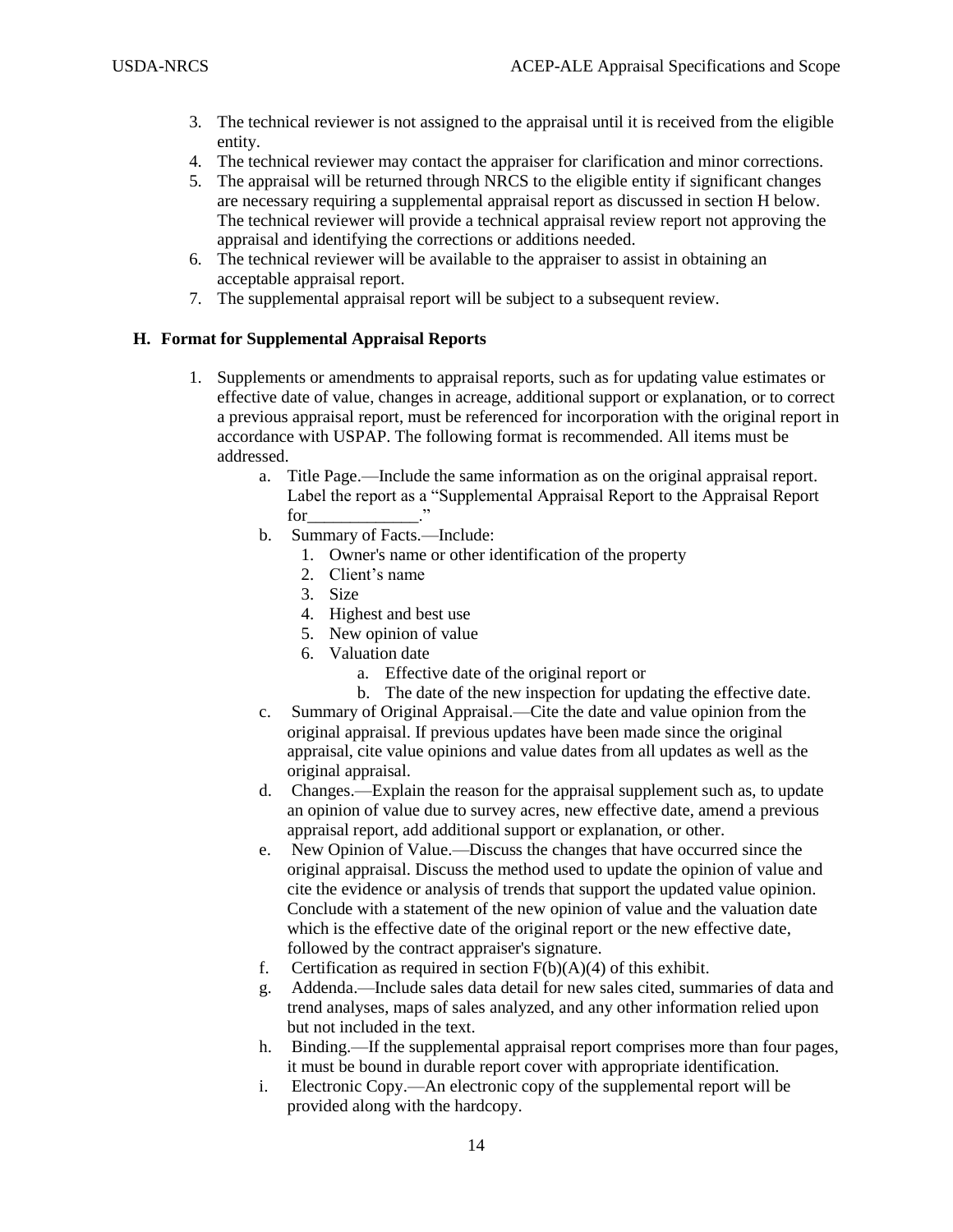3. The technical reviewer is not assigned to the appraisal until it is received from the eligible entity.
4. The technical reviewer may contact the appraiser for clarification and minor corrections.
5. The appraisal will be returned through NRCS to the eligible entity if significant changes are necessary requiring a supplemental appraisal report as discussed in section H below. The technical reviewer will provide a technical appraisal review report not approving the appraisal and identifying the corrections or additions needed.
6. The technical reviewer will be available to the appraiser to assist in obtaining an acceptable appraisal report.
7. The supplemental appraisal report will be subject to a subsequent review.

### H. Format for Supplemental Appraisal Reports

1. Supplements or amendments to appraisal reports, such as for updating value estimates or effective date of value, changes in acreage, additional support or explanation, or to correct a previous appraisal report, must be referenced for incorporation with the original report in accordance with USPAP. The following format is recommended. All items must be addressed.
   a. Title Page.—Include the same information as on the original appraisal report. Label the report as a "Supplemental Appraisal Report to the Appraisal Report for_____________."
   b. Summary of Facts.—Include:
      1. Owner's name or other identification of the property
      2. Client's name
      3. Size
      4. Highest and best use
      5. New opinion of value
      6. Valuation date
         a. Effective date of the original report or
         b. The date of the new inspection for updating the effective date.
   c. Summary of Original Appraisal.—Cite the date and value opinion from the original appraisal. If previous updates have been made since the original appraisal, cite value opinions and value dates from all updates as well as the original appraisal.
   d. Changes.—Explain the reason for the appraisal supplement such as, to update an opinion of value due to survey acres, new effective date, amend a previous appraisal report, add additional support or explanation, or other.
   e. New Opinion of Value.—Discuss the changes that have occurred since the original appraisal. Discuss the method used to update the opinion of value and cite the evidence or analysis of trends that support the updated value opinion. Conclude with a statement of the new opinion of value and the valuation date which is the effective date of the original report or the new effective date, followed by the contract appraiser's signature.
   f. Certification as required in section F(b)(A)(4) of this exhibit.
   g. Addenda.—Include sales data detail for new sales cited, summaries of data and trend analyses, maps of sales analyzed, and any other information relied upon but not included in the text.
   h. Binding.—If the supplemental appraisal report comprises more than four pages, it must be bound in durable report cover with appropriate identification.
   i. Electronic Copy.—An electronic copy of the supplemental report will be provided along with the hardcopy.